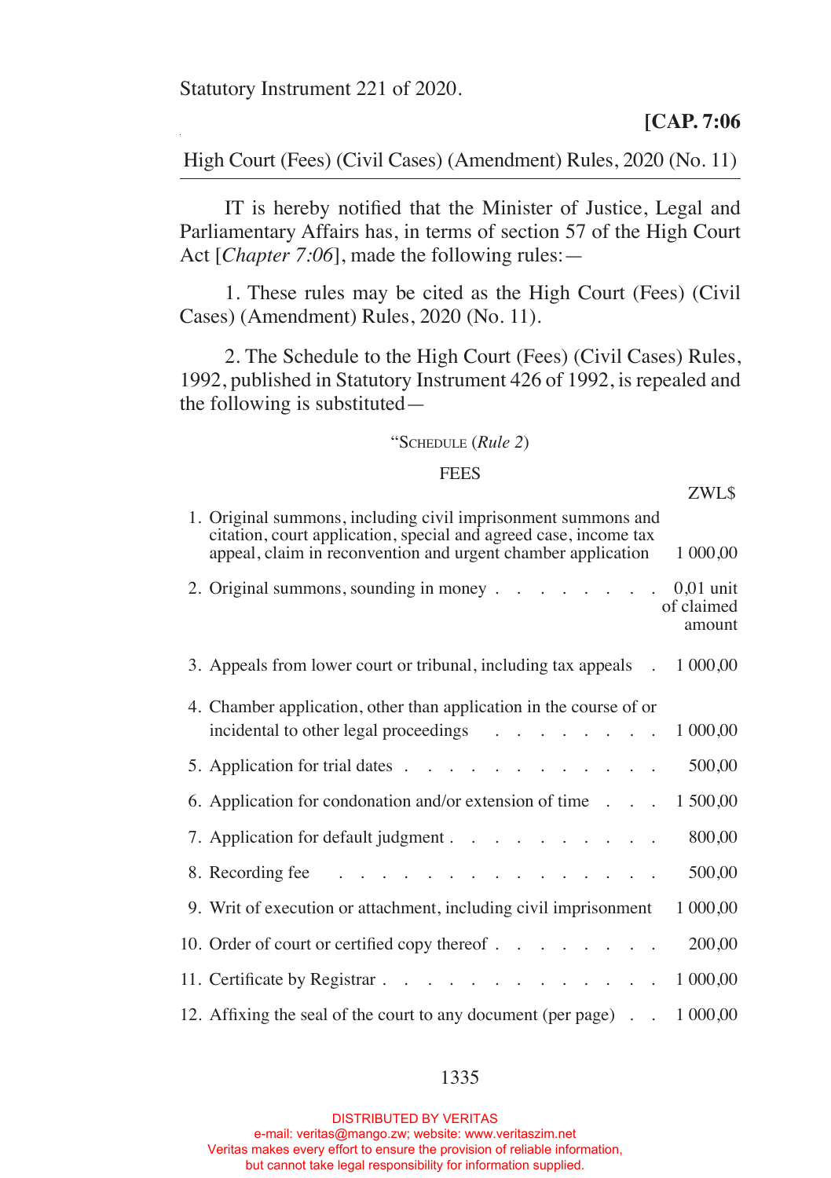Statutory Instrument 221 of 2020.

**[CAP. 7:06**

High Court (Fees) (Civil Cases) (Amendment) Rules, 2020 (No. 11)

IT is hereby notified that the Minister of Justice, Legal and Parliamentary Affairs has, in terms of section 57 of the High Court Act [*Chapter 7:06*], made the following rules:—

1. These rules may be cited as the High Court (Fees) (Civil Cases) (Amendment) Rules, 2020 (No. 11).

2. The Schedule to the High Court (Fees) (Civil Cases) Rules, 1992, published in Statutory Instrument 426 of 1992, is repealed and the following is substituted—

"SCHEDULE (*Rule 2*)

FEES

| | ZWL$ |
|---|---|
| 1. Original summons, including civil imprisonment summons and citation, court application, special and agreed case, income tax appeal, claim in reconvention and urgent chamber application | 1 000,00 |
| 2. Original summons, sounding in money | 0,01 unit of claimed amount |
| 3. Appeals from lower court or tribunal, including tax appeals | 1 000,00 |
| 4. Chamber application, other than application in the course of or incidental to other legal proceedings | 1 000,00 |
| 5. Application for trial dates | 500,00 |
| 6. Application for condonation and/or extension of time | 1 500,00 |
| 7. Application for default judgment | 800,00 |
| 8. Recording fee | 500,00 |
| 9. Writ of execution or attachment, including civil imprisonment | 1 000,00 |
| 10. Order of court or certified copy thereof | 200,00 |
| 11. Certificate by Registrar | 1 000,00 |
| 12. Affixing the seal of the court to any document (per page) | 1 000,00 |

DISTRIBUTED BY VERITAS
e-mail: veritas@mango.zw; website: www.veritaszim.net
Veritas makes every effort to ensure the provision of reliable information,
but cannot take legal responsibility for information supplied.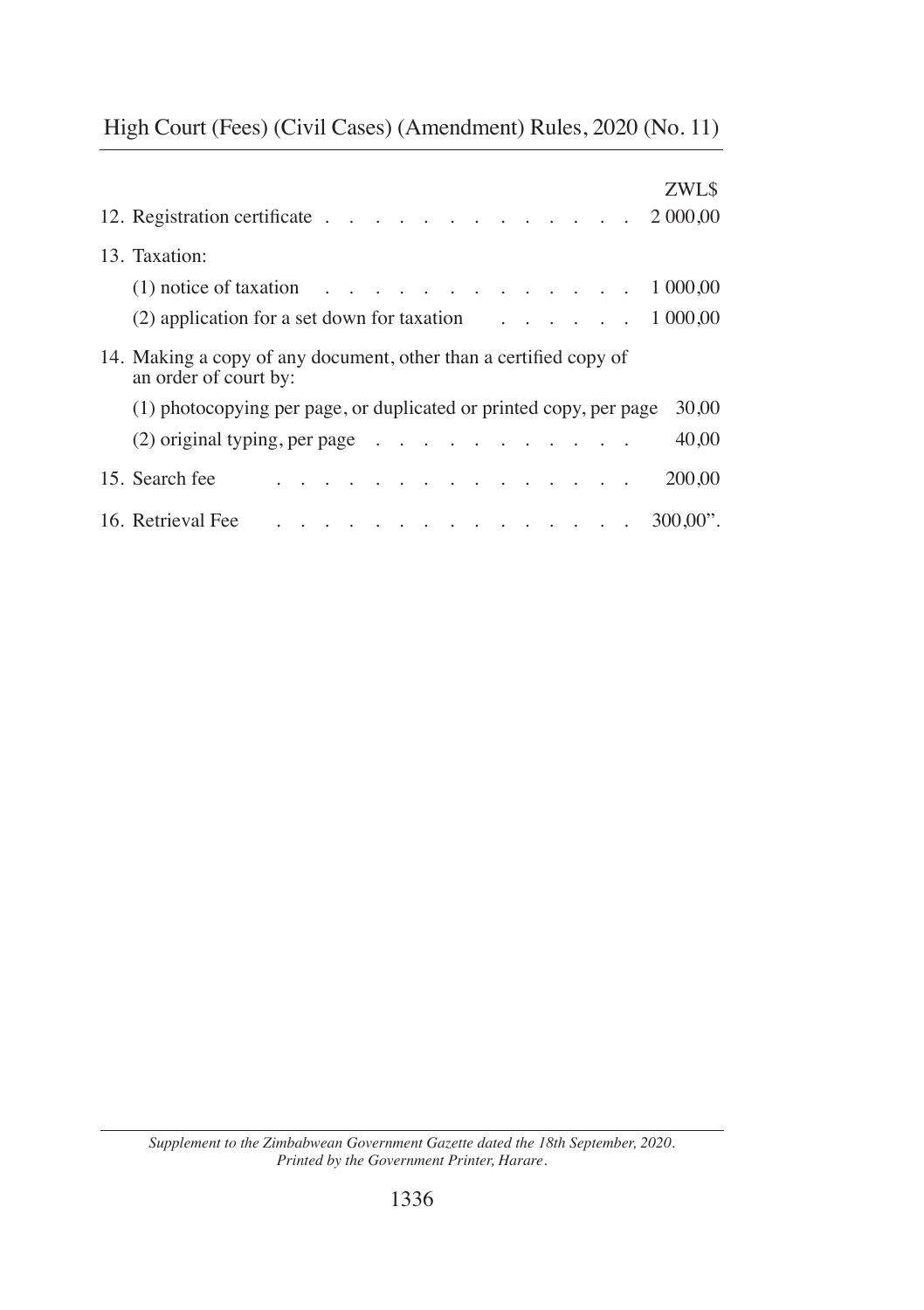| | ZWL$ |
|---|---|
| 12. Registration certificate . . . . . . . . . . . . . . | 2 000,00 |
| 13. Taxation: | |
| (1) notice of taxation . . . . . . . . . . . . . . | 1 000,00 |
| (2) application for a set down for taxation . . . . . . . | 1 000,00 |
| 14. Making a copy of any document, other than a certified copy of an order of court by: | |
| (1) photocopying per page, or duplicated or printed copy, per page | 30,00 |
| (2) original typing, per page . . . . . . . . . . . . | 40,00 |
| 15. Search fee . . . . . . . . . . . . . . . . | 200,00 |
| 16. Retrieval Fee . . . . . . . . . . . . . . . . | 300,00”. |

*Supplement to the Zimbabwean Government Gazette dated the 18th September, 2020.*
*Printed by the Government Printer, Harare.*